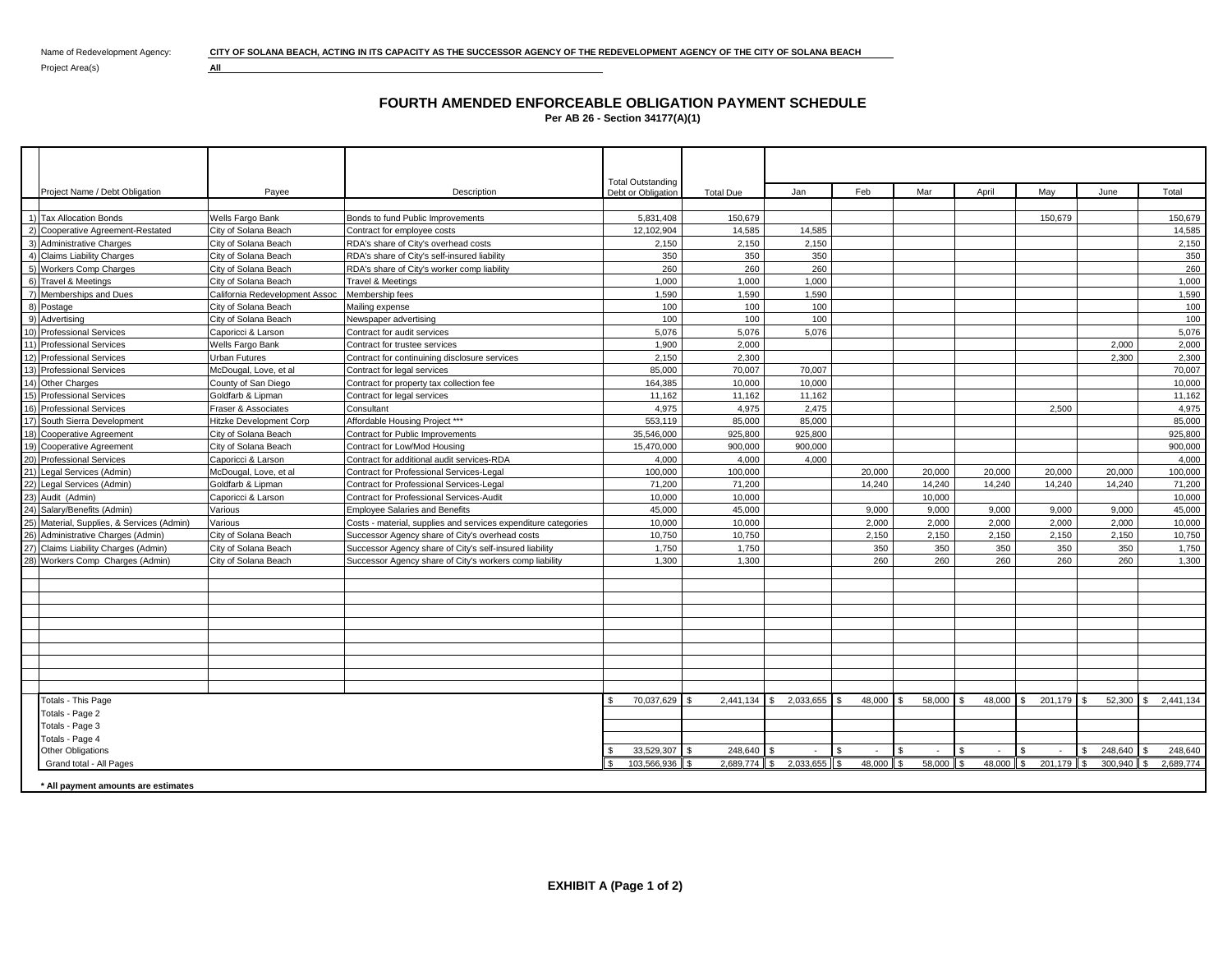Name of Redevelopment Agency: **CITY OF SOLANA BEACH, ACTING IN ITS CAPACITY AS THE SUCCESSOR AGENCY OF THE REDEVELOPMENT AGENCY OF THE CITY OF SOLANA BEACH**

Project Area(s) **All**

# FOURTH AMENDED ENFORCEABLE OBLIGATION PAYMENT SCHEDULE

**Per AB 26 - Section 34177(A)(1)**

| | Project Name / Debt Obligation | Payee | Description | Total Outstanding Debt or Obligation | Total Due | Jan | Feb | Mar | April | May | June | Total |
|---|---|---|---|---|---|---|---|---|---|---|---|---|
| 1) | Tax Allocation Bonds | Wells Fargo Bank | Bonds to fund Public Improvements | 5,831,408 | 150,679 | | | | | 150,679 | | 150,679 |
| 2) | Cooperative Agreement-Restated | City of Solana Beach | Contract for employee costs | 12,102,904 | 14,585 | 14,585 | | | | | | 14,585 |
| 3) | Administrative Charges | City of Solana Beach | RDA's share of City's overhead costs | 2,150 | 2,150 | 2,150 | | | | | | 2,150 |
| 4) | Claims Liability Charges | City of Solana Beach | RDA's share of City's self-insured liability | 350 | 350 | 350 | | | | | | 350 |
| 5) | Workers Comp Charges | City of Solana Beach | RDA's share of City's worker comp liability | 260 | 260 | 260 | | | | | | 260 |
| 6) | Travel & Meetings | City of Solana Beach | Travel & Meetings | 1,000 | 1,000 | 1,000 | | | | | | 1,000 |
| 7) | Memberships and Dues | California Redevelopment Assoc | Membership fees | 1,590 | 1,590 | 1,590 | | | | | | 1,590 |
| 8) | Postage | City of Solana Beach | Mailing expense | 100 | 100 | 100 | | | | | | 100 |
| 9) | Advertising | City of Solana Beach | Newspaper advertising | 100 | 100 | 100 | | | | | | 100 |
| 10) | Professional Services | Caporicci & Larson | Contract for audit services | 5,076 | 5,076 | 5,076 | | | | | | 5,076 |
| 11) | Professional Services | Wells Fargo Bank | Contract for trustee services | 1,900 | 2,000 | | | | | | 2,000 | 2,000 |
| 12) | Professional Services | Urban Futures | Contract for continuining disclosure services | 2,150 | 2,300 | | | | | | 2,300 | 2,300 |
| 13) | Professional Services | McDougal, Love, et al | Contract for legal services | 85,000 | 70,007 | 70,007 | | | | | | 70,007 |
| 14) | Other Charges | County of San Diego | Contract for property tax collection fee | 164,385 | 10,000 | 10,000 | | | | | | 10,000 |
| 15) | Professional Services | Goldfarb & Lipman | Contract for legal services | 11,162 | 11,162 | 11,162 | | | | | | 11,162 |
| 16) | Professional Services | Fraser & Associates | Consultant | 4,975 | 4,975 | 2,475 | | | | 2,500 | | 4,975 |
| 17) | South Sierra Development | Hitzke Development Corp | Affordable Housing Project *** | 553,119 | 85,000 | 85,000 | | | | | | 85,000 |
| 18) | Cooperative Agreement | City of Solana Beach | Contract for Public Improvements | 35,546,000 | 925,800 | 925,800 | | | | | | 925,800 |
| 19) | Cooperative Agreement | City of Solana Beach | Contract for Low/Mod Housing | 15,470,000 | 900,000 | 900,000 | | | | | | 900,000 |
| 20) | Professional Services | Caporicci & Larson | Contract for additional audit services-RDA | 4,000 | 4,000 | 4,000 | | | | | | 4,000 |
| 21) | Legal Services (Admin) | McDougal, Love, et al | Contract for Professional Services-Legal | 100,000 | 100,000 | | 20,000 | 20,000 | 20,000 | 20,000 | 20,000 | 100,000 |
| 22) | Legal Services (Admin) | Goldfarb & Lipman | Contract for Professional Services-Legal | 71,200 | 71,200 | | 14,240 | 14,240 | 14,240 | 14,240 | 14,240 | 71,200 |
| 23) | Audit (Admin) | Caporicci & Larson | Contract for Professional Services-Audit | 10,000 | 10,000 | | | 10,000 | | | | 10,000 |
| 24) | Salary/Benefits (Admin) | Various | Employee Salaries and Benefits | 45,000 | 45,000 | | 9,000 | 9,000 | 9,000 | 9,000 | 9,000 | 45,000 |
| 25) | Material, Supplies, & Services (Admin) | Various | Costs - material, supplies and services expenditure categories | 10,000 | 10,000 | | 2,000 | 2,000 | 2,000 | 2,000 | 2,000 | 10,000 |
| 26) | Administrative Charges (Admin) | City of Solana Beach | Successor Agency share of City's overhead costs | 10,750 | 10,750 | | 2,150 | 2,150 | 2,150 | 2,150 | 2,150 | 10,750 |
| 27) | Claims Liability Charges (Admin) | City of Solana Beach | Successor Agency share of City's self-insured liability | 1,750 | 1,750 | | 350 | 350 | 350 | 350 | 350 | 1,750 |
| 28) | Workers Comp Charges (Admin) | City of Solana Beach | Successor Agency share of City's workers comp liability | 1,300 | 1,300 | | 260 | 260 | 260 | 260 | 260 | 1,300 |
| | Totals - This Page | | | $ 70,037,629 | $ 2,441,134 | $ 2,033,655 | $ 48,000 | $ 58,000 | $ 48,000 | $ 201,179 | $ 52,300 | $ 2,441,134 |
| | Totals - Page 2 | | | | | | | | | | | |
| | Totals - Page 3 | | | | | | | | | | | |
| | Totals - Page 4 | | | | | | | | | | | |
| | Other Obligations | | | $ 33,529,307 | $ 248,640 | $ - | $ - | $ - | $ - | $ - | $ 248,640 | $ 248,640 |
| | Grand total - All Pages | | | $ 103,566,936 | $ 2,689,774 | $ 2,033,655 | $ 48,000 | $ 58,000 | $ 48,000 | $ 201,179 | $ 300,940 | $ 2,689,774 |

**\* All payment amounts are estimates**

**EXHIBIT A (Page 1 of 2)**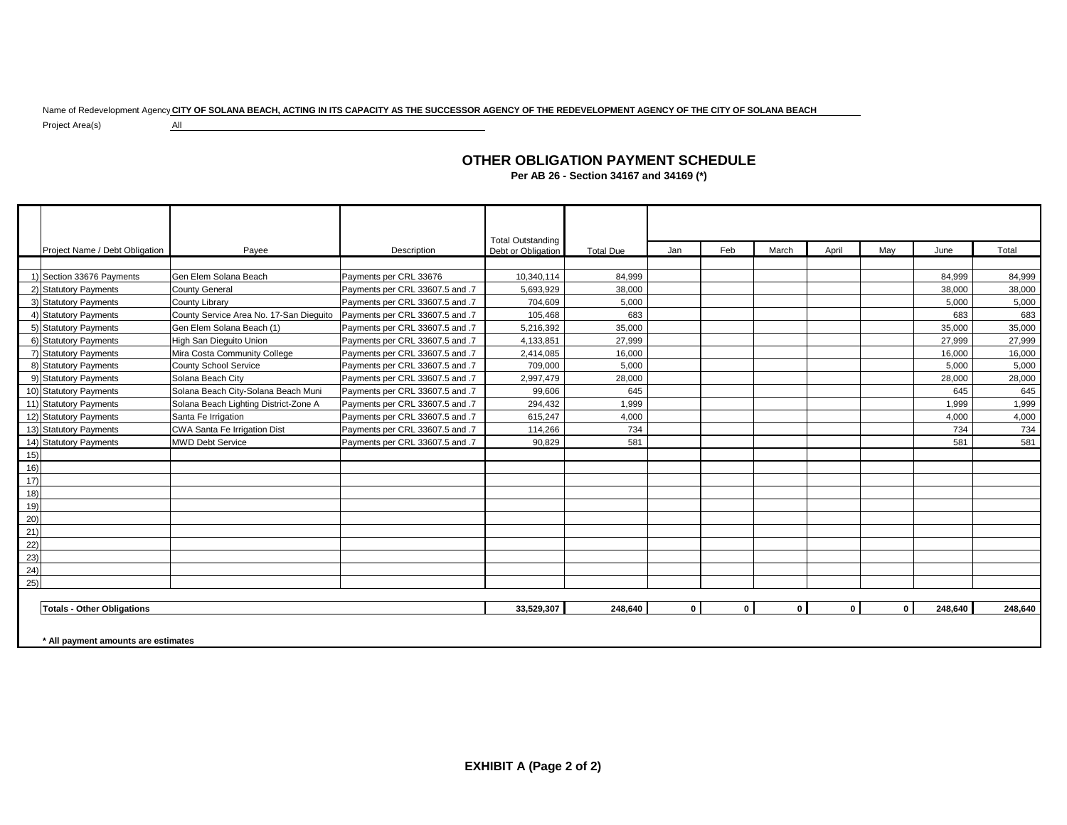Name of Redevelopment Agency **CITY OF SOLANA BEACH, ACTING IN ITS CAPACITY AS THE SUCCESSOR AGENCY OF THE REDEVELOPMENT AGENCY OF THE CITY OF SOLANA BEACH**

Project Area(s) All

## OTHER OBLIGATION PAYMENT SCHEDULE

**Per AB 26 - Section 34167 and 34169 (*)**

| | Project Name / Debt Obligation | Payee | Description | Total Outstanding Debt or Obligation | Total Due | Jan | Feb | March | April | May | June | Total |
|---|---|---|---|---|---|---|---|---|---|---|---|---|
| 1) | Section 33676 Payments | Gen Elem Solana Beach | Payments per CRL 33676 | 10,340,114 | 84,999 | | | | | | 84,999 | 84,999 |
| 2) | Statutory Payments | County General | Payments per CRL 33607.5 and .7 | 5,693,929 | 38,000 | | | | | | 38,000 | 38,000 |
| 3) | Statutory Payments | County Library | Payments per CRL 33607.5 and .7 | 704,609 | 5,000 | | | | | | 5,000 | 5,000 |
| 4) | Statutory Payments | County Service Area No. 17-San Dieguito | Payments per CRL 33607.5 and .7 | 105,468 | 683 | | | | | | 683 | 683 |
| 5) | Statutory Payments | Gen Elem Solana Beach (1) | Payments per CRL 33607.5 and .7 | 5,216,392 | 35,000 | | | | | | 35,000 | 35,000 |
| 6) | Statutory Payments | High San Dieguito Union | Payments per CRL 33607.5 and .7 | 4,133,851 | 27,999 | | | | | | 27,999 | 27,999 |
| 7) | Statutory Payments | Mira Costa Community College | Payments per CRL 33607.5 and .7 | 2,414,085 | 16,000 | | | | | | 16,000 | 16,000 |
| 8) | Statutory Payments | County School Service | Payments per CRL 33607.5 and .7 | 709,000 | 5,000 | | | | | | 5,000 | 5,000 |
| 9) | Statutory Payments | Solana Beach City | Payments per CRL 33607.5 and .7 | 2,997,479 | 28,000 | | | | | | 28,000 | 28,000 |
| 10) | Statutory Payments | Solana Beach City-Solana Beach Muni | Payments per CRL 33607.5 and .7 | 99,606 | 645 | | | | | | 645 | 645 |
| 11) | Statutory Payments | Solana Beach Lighting District-Zone A | Payments per CRL 33607.5 and .7 | 294,432 | 1,999 | | | | | | 1,999 | 1,999 |
| 12) | Statutory Payments | Santa Fe Irrigation | Payments per CRL 33607.5 and .7 | 615,247 | 4,000 | | | | | | 4,000 | 4,000 |
| 13) | Statutory Payments | CWA Santa Fe Irrigation Dist | Payments per CRL 33607.5 and .7 | 114,266 | 734 | | | | | | 734 | 734 |
| 14) | Statutory Payments | MWD Debt Service | Payments per CRL 33607.5 and .7 | 90,829 | 581 | | | | | | 581 | 581 |
| 15) | | | | | | | | | | | | |
| 16) | | | | | | | | | | | | |
| 17) | | | | | | | | | | | | |
| 18) | | | | | | | | | | | | |
| 19) | | | | | | | | | | | | |
| 20) | | | | | | | | | | | | |
| 21) | | | | | | | | | | | | |
| 22) | | | | | | | | | | | | |
| 23) | | | | | | | | | | | | |
| 24) | | | | | | | | | | | | |
| 25) | | | | | | | | | | | | |
| | **Totals - Other Obligations** | | | **33,529,307** | **248,640** | **0** | **0** | **0** | **0** | **0** | **248,640** | **248,640** |

**\* All payment amounts are estimates**

**EXHIBIT A (Page 2 of 2)**